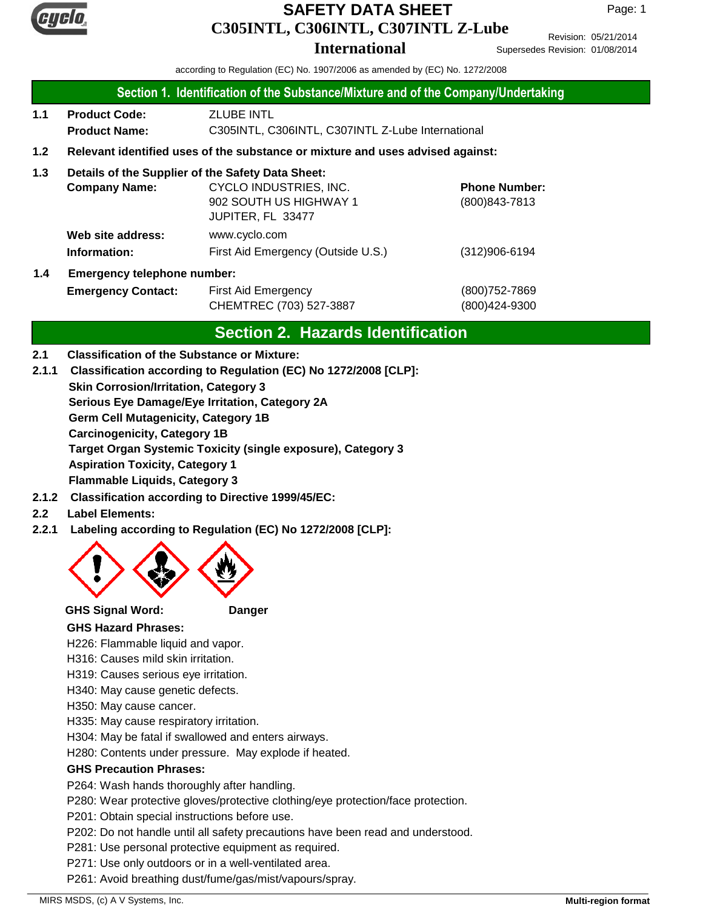# SAFETY DATA SHEET
# C305INTL, C306INTL, C307INTL Z-Lube International

Revision: 05/21/2014
Supersedes Revision: 01/08/2014

according to Regulation (EC) No. 1907/2006 as amended by (EC) No. 1272/2008

## Section 1. Identification of the Substance/Mixture and of the Company/Undertaking

**1.1 Product Code:** ZLUBE INTL

**Product Name:** C305INTL, C306INTL, C307INTL Z-Lube International

**1.2 Relevant identified uses of the substance or mixture and uses advised against:**

**1.3 Details of the Supplier of the Safety Data Sheet:**

**Company Name:** CYCLO INDUSTRIES, INC.
902 SOUTH US HIGHWAY 1
JUPITER, FL 33477

**Phone Number:** (800)843-7813

**Web site address:** www.cyclo.com

**Information:** First Aid Emergency (Outside U.S.) (312)906-6194

**1.4 Emergency telephone number:**

**Emergency Contact:** First Aid Emergency (800)752-7869
CHEMTREC (703) 527-3887 (800)424-9300

## Section 2. Hazards Identification

**2.1 Classification of the Substance or Mixture:**

**2.1.1 Classification according to Regulation (EC) No 1272/2008 [CLP]:**

**Skin Corrosion/Irritation, Category 3**
**Serious Eye Damage/Eye Irritation, Category 2A**
**Germ Cell Mutagenicity, Category 1B**
**Carcinogenicity, Category 1B**
**Target Organ Systemic Toxicity (single exposure), Category 3**
**Aspiration Toxicity, Category 1**
**Flammable Liquids, Category 3**

**2.1.2 Classification according to Directive 1999/45/EC:**

**2.2 Label Elements:**

**2.2.1 Labeling according to Regulation (EC) No 1272/2008 [CLP]:**

**GHS Signal Word:** **Danger**

**GHS Hazard Phrases:**

H226: Flammable liquid and vapor.
H316: Causes mild skin irritation.
H319: Causes serious eye irritation.
H340: May cause genetic defects.
H350: May cause cancer.
H335: May cause respiratory irritation.
H304: May be fatal if swallowed and enters airways.
H280: Contents under pressure. May explode if heated.

**GHS Precaution Phrases:**

P264: Wash hands thoroughly after handling.
P280: Wear protective gloves/protective clothing/eye protection/face protection.
P201: Obtain special instructions before use.
P202: Do not handle until all safety precautions have been read and understood.
P281: Use personal protective equipment as required.
P271: Use only outdoors or in a well-ventilated area.
P261: Avoid breathing dust/fume/gas/mist/vapours/spray.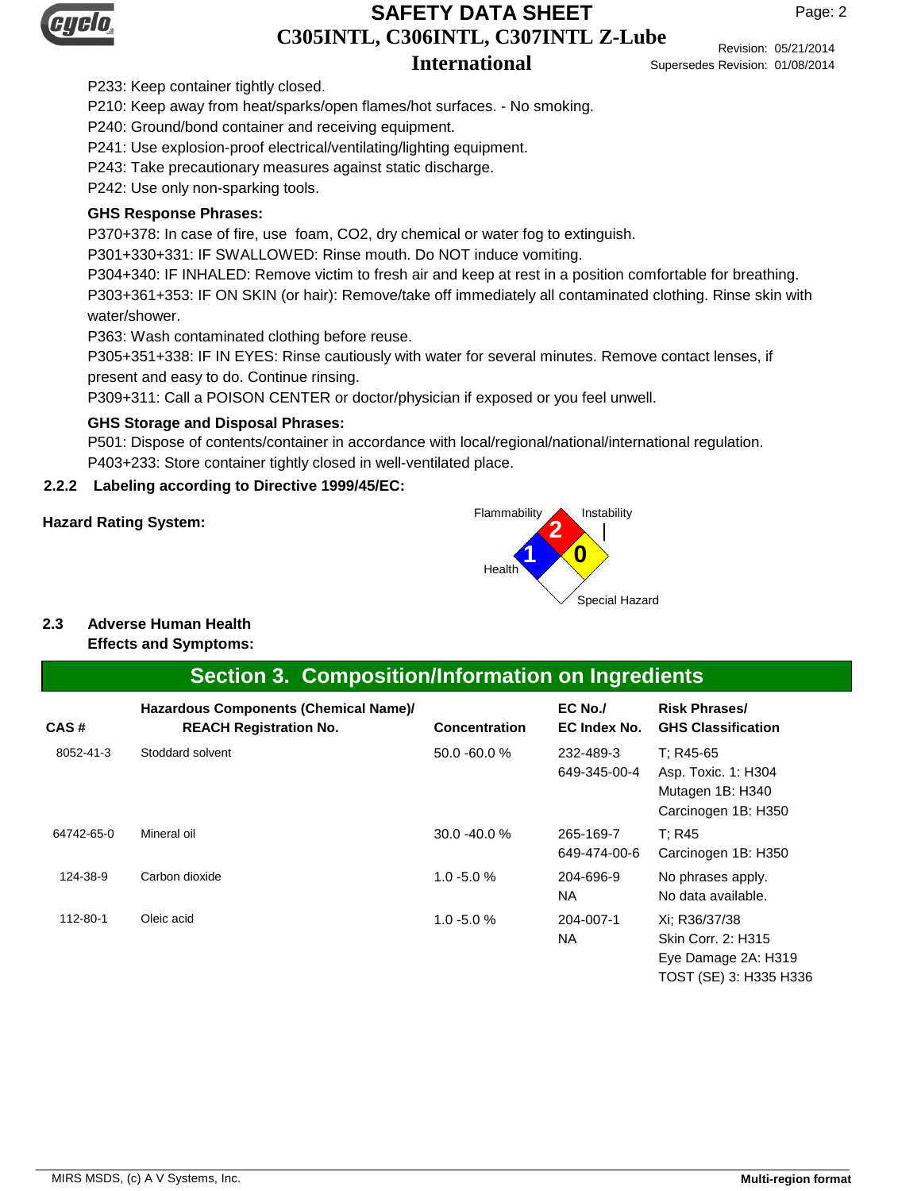P233: Keep container tightly closed.

P210: Keep away from heat/sparks/open flames/hot surfaces. - No smoking.

P240: Ground/bond container and receiving equipment.

P241: Use explosion-proof electrical/ventilating/lighting equipment.

P243: Take precautionary measures against static discharge.

P242: Use only non-sparking tools.

**GHS Response Phrases:**

P370+378: In case of fire, use foam, CO2, dry chemical or water fog to extinguish.

P301+330+331: IF SWALLOWED: Rinse mouth. Do NOT induce vomiting.

P304+340: IF INHALED: Remove victim to fresh air and keep at rest in a position comfortable for breathing.

P303+361+353: IF ON SKIN (or hair): Remove/take off immediately all contaminated clothing. Rinse skin with water/shower.

P363: Wash contaminated clothing before reuse.

P305+351+338: IF IN EYES: Rinse cautiously with water for several minutes. Remove contact lenses, if present and easy to do. Continue rinsing.

P309+311: Call a POISON CENTER or doctor/physician if exposed or you feel unwell.

**GHS Storage and Disposal Phrases:**

P501: Dispose of contents/container in accordance with local/regional/national/international regulation.

P403+233: Store container tightly closed in well-ventilated place.

**2.2.2 Labeling according to Directive 1999/45/EC:**

**Hazard Rating System:**

Flammability: 2
Instability: 0
Health: 1
Special Hazard:

**2.3 Adverse Human Health Effects and Symptoms:**

## Section 3. Composition/Information on Ingredients

| CAS # | Hazardous Components (Chemical Name)/ REACH Registration No. | Concentration | EC No./ EC Index No. | Risk Phrases/ GHS Classification |
|---|---|---|---|---|
| 8052-41-3 | Stoddard solvent | 50.0 -60.0 % | 232-489-3<br>649-345-00-4 | T; R45-65<br>Asp. Toxic. 1: H304<br>Mutagen 1B: H340<br>Carcinogen 1B: H350 |
| 64742-65-0 | Mineral oil | 30.0 -40.0 % | 265-169-7<br>649-474-00-6 | T; R45<br>Carcinogen 1B: H350 |
| 124-38-9 | Carbon dioxide | 1.0 -5.0 % | 204-696-9<br>NA | No phrases apply.<br>No data available. |
| 112-80-1 | Oleic acid | 1.0 -5.0 % | 204-007-1<br>NA | Xi; R36/37/38<br>Skin Corr. 2: H315<br>Eye Damage 2A: H319<br>TOST (SE) 3: H335 H336 |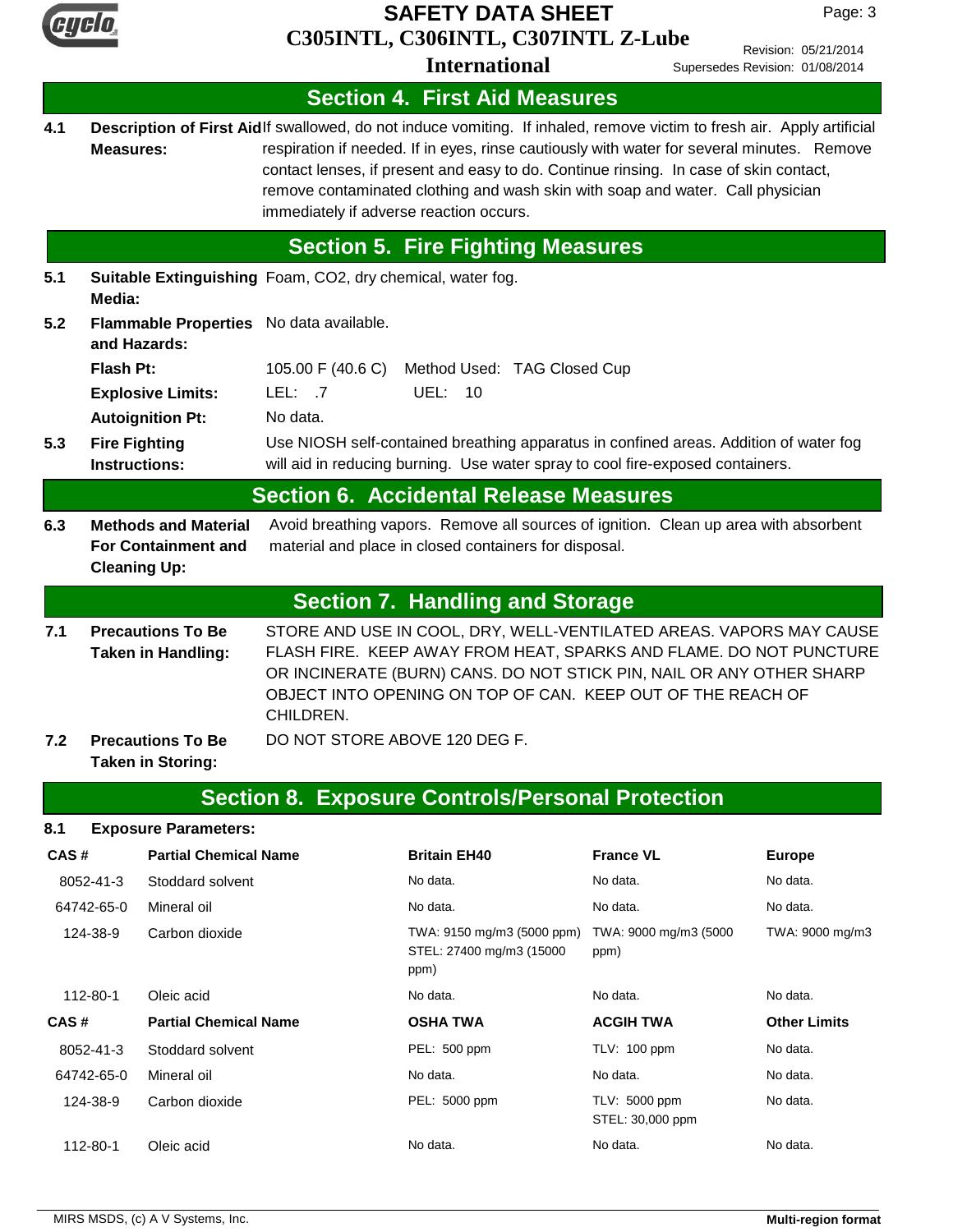## Section 4. First Aid Measures

**4.1 Description of First Aid Measures:** If swallowed, do not induce vomiting. If inhaled, remove victim to fresh air. Apply artificial respiration if needed. If in eyes, rinse cautiously with water for several minutes. Remove contact lenses, if present and easy to do. Continue rinsing. In case of skin contact, remove contaminated clothing and wash skin with soap and water. Call physician immediately if adverse reaction occurs.

## Section 5. Fire Fighting Measures

**5.1 Suitable Extinguishing Media:** Foam, CO2, dry chemical, water fog.

**5.2 Flammable Properties and Hazards:** No data available.

**Flash Pt:** 105.00 F (40.6 C) Method Used: TAG Closed Cup

**Explosive Limits:** LEL: .7 UEL: 10

**Autoignition Pt:** No data.

**5.3 Fire Fighting Instructions:** Use NIOSH self-contained breathing apparatus in confined areas. Addition of water fog will aid in reducing burning. Use water spray to cool fire-exposed containers.

## Section 6. Accidental Release Measures

**6.3 Methods and Material For Containment and Cleaning Up:** Avoid breathing vapors. Remove all sources of ignition. Clean up area with absorbent material and place in closed containers for disposal.

## Section 7. Handling and Storage

**7.1 Precautions To Be Taken in Handling:** STORE AND USE IN COOL, DRY, WELL-VENTILATED AREAS. VAPORS MAY CAUSE FLASH FIRE. KEEP AWAY FROM HEAT, SPARKS AND FLAME. DO NOT PUNCTURE OR INCINERATE (BURN) CANS. DO NOT STICK PIN, NAIL OR ANY OTHER SHARP OBJECT INTO OPENING ON TOP OF CAN. KEEP OUT OF THE REACH OF CHILDREN.

**7.2 Precautions To Be Taken in Storing:** DO NOT STORE ABOVE 120 DEG F.

## Section 8. Exposure Controls/Personal Protection

**8.1 Exposure Parameters:**

| CAS # | Partial Chemical Name | Britain EH40 | France VL | Europe |
|---|---|---|---|---|
| 8052-41-3 | Stoddard solvent | No data. | No data. | No data. |
| 64742-65-0 | Mineral oil | No data. | No data. | No data. |
| 124-38-9 | Carbon dioxide | TWA: 9150 mg/m3 (5000 ppm) STEL: 27400 mg/m3 (15000 ppm) | TWA: 9000 mg/m3 (5000 ppm) | TWA: 9000 mg/m3 |
| 112-80-1 | Oleic acid | No data. | No data. | No data. |

| CAS # | Partial Chemical Name | OSHA TWA | ACGIH TWA | Other Limits |
|---|---|---|---|---|
| 8052-41-3 | Stoddard solvent | PEL: 500 ppm | TLV: 100 ppm | No data. |
| 64742-65-0 | Mineral oil | No data. | No data. | No data. |
| 124-38-9 | Carbon dioxide | PEL: 5000 ppm | TLV: 5000 ppm STEL: 30,000 ppm | No data. |
| 112-80-1 | Oleic acid | No data. | No data. | No data. |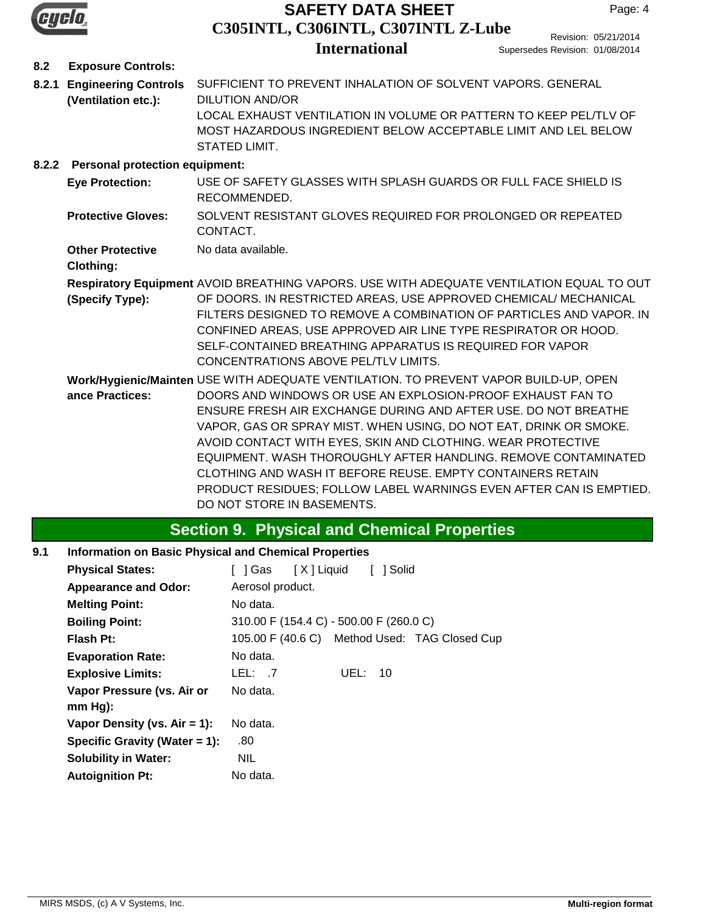### 8.2 Exposure Controls:

**8.2.1 Engineering Controls (Ventilation etc.):** SUFFICIENT TO PREVENT INHALATION OF SOLVENT VAPORS. GENERAL DILUTION AND/OR
LOCAL EXHAUST VENTILATION IN VOLUME OR PATTERN TO KEEP PEL/TLV OF MOST HAZARDOUS INGREDIENT BELOW ACCEPTABLE LIMIT AND LEL BELOW STATED LIMIT.

**8.2.2 Personal protection equipment:**

**Eye Protection:** USE OF SAFETY GLASSES WITH SPLASH GUARDS OR FULL FACE SHIELD IS RECOMMENDED.

**Protective Gloves:** SOLVENT RESISTANT GLOVES REQUIRED FOR PROLONGED OR REPEATED CONTACT.

**Other Protective Clothing:** No data available.

**Respiratory Equipment (Specify Type):** AVOID BREATHING VAPORS. USE WITH ADEQUATE VENTILATION EQUAL TO OUT OF DOORS. IN RESTRICTED AREAS, USE APPROVED CHEMICAL/ MECHANICAL FILTERS DESIGNED TO REMOVE A COMBINATION OF PARTICLES AND VAPOR. IN CONFINED AREAS, USE APPROVED AIR LINE TYPE RESPIRATOR OR HOOD. SELF-CONTAINED BREATHING APPARATUS IS REQUIRED FOR VAPOR CONCENTRATIONS ABOVE PEL/TLV LIMITS.

**Work/Hygienic/Maintenance Practices:** USE WITH ADEQUATE VENTILATION. TO PREVENT VAPOR BUILD-UP, OPEN DOORS AND WINDOWS OR USE AN EXPLOSION-PROOF EXHAUST FAN TO ENSURE FRESH AIR EXCHANGE DURING AND AFTER USE. DO NOT BREATHE VAPOR, GAS OR SPRAY MIST. WHEN USING, DO NOT EAT, DRINK OR SMOKE. AVOID CONTACT WITH EYES, SKIN AND CLOTHING. WEAR PROTECTIVE EQUIPMENT. WASH THOROUGHLY AFTER HANDLING. REMOVE CONTAMINATED CLOTHING AND WASH IT BEFORE REUSE. EMPTY CONTAINERS RETAIN PRODUCT RESIDUES; FOLLOW LABEL WARNINGS EVEN AFTER CAN IS EMPTIED. DO NOT STORE IN BASEMENTS.

## Section 9. Physical and Chemical Properties

### 9.1 Information on Basic Physical and Chemical Properties

**Physical States:** [ ] Gas [ X ] Liquid [ ] Solid

**Appearance and Odor:** Aerosol product.

**Melting Point:** No data.

**Boiling Point:** 310.00 F (154.4 C) - 500.00 F (260.0 C)

**Flash Pt:** 105.00 F (40.6 C) Method Used: TAG Closed Cup

**Evaporation Rate:** No data.

**Explosive Limits:** LEL: .7 UEL: 10

**Vapor Pressure (vs. Air or mm Hg):** No data.

**Vapor Density (vs. Air = 1):** No data.

**Specific Gravity (Water = 1):** .80

**Solubility in Water:** NIL

**Autoignition Pt:** No data.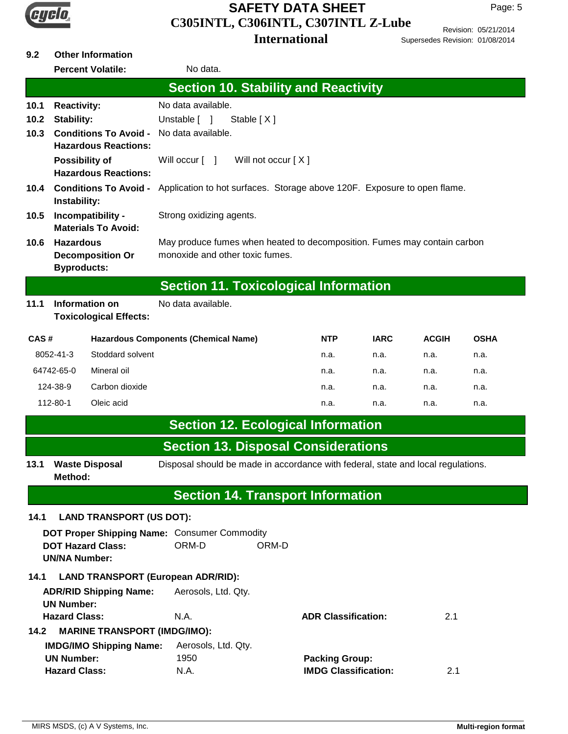**9.2 Other Information**

**Percent Volatile:** No data.

## Section 10. Stability and Reactivity

**10.1 Reactivity:** No data available.

**10.2 Stability:** Unstable [ ] Stable [ X ]

**10.3 Conditions To Avoid - Hazardous Reactions:** No data available.

**Possibility of Hazardous Reactions:** Will occur [ ] Will not occur [ X ]

**10.4 Conditions To Avoid - Instability:** Application to hot surfaces. Storage above 120F. Exposure to open flame.

**10.5 Incompatibility - Materials To Avoid:** Strong oxidizing agents.

**10.6 Hazardous Decomposition Or Byproducts:** May produce fumes when heated to decomposition. Fumes may contain carbon monoxide and other toxic fumes.

## Section 11. Toxicological Information

**11.1 Information on Toxicological Effects:** No data available.

| CAS # | Hazardous Components (Chemical Name) | NTP | IARC | ACGIH | OSHA |
|---|---|---|---|---|---|
| 8052-41-3 | Stoddard solvent | n.a. | n.a. | n.a. | n.a. |
| 64742-65-0 | Mineral oil | n.a. | n.a. | n.a. | n.a. |
| 124-38-9 | Carbon dioxide | n.a. | n.a. | n.a. | n.a. |
| 112-80-1 | Oleic acid | n.a. | n.a. | n.a. | n.a. |

## Section 12. Ecological Information

## Section 13. Disposal Considerations

**13.1 Waste Disposal Method:** Disposal should be made in accordance with federal, state and local regulations.

## Section 14. Transport Information

**14.1 LAND TRANSPORT (US DOT):**

**DOT Proper Shipping Name:** Consumer Commodity
**DOT Hazard Class:** ORM-D ORM-D
**UN/NA Number:**

**14.1 LAND TRANSPORT (European ADR/RID):**

**ADR/RID Shipping Name:** Aerosols, Ltd. Qty.
**UN Number:**
**Hazard Class:** N.A. **ADR Classification:** 2.1

**14.2 MARINE TRANSPORT (IMDG/IMO):**

**IMDG/IMO Shipping Name:** Aerosols, Ltd. Qty.
**UN Number:** 1950 **Packing Group:**
**Hazard Class:** N.A. **IMDG Classification:** 2.1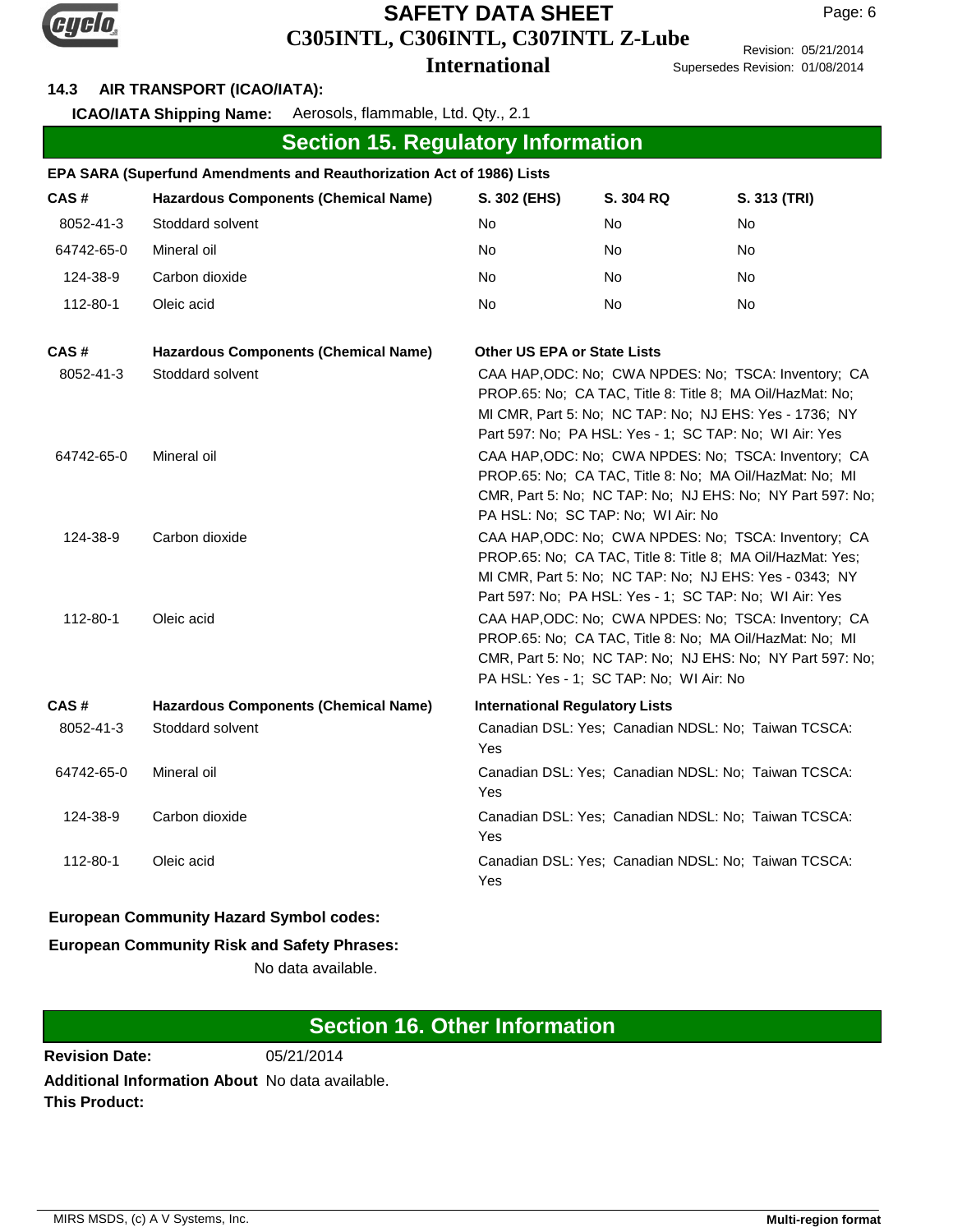### 14.3 AIR TRANSPORT (ICAO/IATA):

**ICAO/IATA Shipping Name:** Aerosols, flammable, Ltd. Qty., 2.1

## Section 15. Regulatory Information

**EPA SARA (Superfund Amendments and Reauthorization Act of 1986) Lists**

| CAS # | Hazardous Components (Chemical Name) | S. 302 (EHS) | S. 304 RQ | S. 313 (TRI) |
|---|---|---|---|---|
| 8052-41-3 | Stoddard solvent | No | No | No |
| 64742-65-0 | Mineral oil | No | No | No |
| 124-38-9 | Carbon dioxide | No | No | No |
| 112-80-1 | Oleic acid | No | No | No |

| CAS # | Hazardous Components (Chemical Name) | Other US EPA or State Lists |
|---|---|---|
| 8052-41-3 | Stoddard solvent | CAA HAP,ODC: No; CWA NPDES: No; TSCA: Inventory; CA PROP.65: No; CA TAC, Title 8: Title 8; MA Oil/HazMat: No; MI CMR, Part 5: No; NC TAP: No; NJ EHS: Yes - 1736; NY Part 597: No; PA HSL: Yes - 1; SC TAP: No; WI Air: Yes |
| 64742-65-0 | Mineral oil | CAA HAP,ODC: No; CWA NPDES: No; TSCA: Inventory; CA PROP.65: No; CA TAC, Title 8: No; MA Oil/HazMat: No; MI CMR, Part 5: No; NC TAP: No; NJ EHS: No; NY Part 597: No; PA HSL: No; SC TAP: No; WI Air: No |
| 124-38-9 | Carbon dioxide | CAA HAP,ODC: No; CWA NPDES: No; TSCA: Inventory; CA PROP.65: No; CA TAC, Title 8: Title 8; MA Oil/HazMat: Yes; MI CMR, Part 5: No; NC TAP: No; NJ EHS: Yes - 0343; NY Part 597: No; PA HSL: Yes - 1; SC TAP: No; WI Air: Yes |
| 112-80-1 | Oleic acid | CAA HAP,ODC: No; CWA NPDES: No; TSCA: Inventory; CA PROP.65: No; CA TAC, Title 8: No; MA Oil/HazMat: No; MI CMR, Part 5: No; NC TAP: No; NJ EHS: No; NY Part 597: No; PA HSL: Yes - 1; SC TAP: No; WI Air: No |

| CAS # | Hazardous Components (Chemical Name) | International Regulatory Lists |
|---|---|---|
| 8052-41-3 | Stoddard solvent | Canadian DSL: Yes; Canadian NDSL: No; Taiwan TCSCA: Yes |
| 64742-65-0 | Mineral oil | Canadian DSL: Yes; Canadian NDSL: No; Taiwan TCSCA: Yes |
| 124-38-9 | Carbon dioxide | Canadian DSL: Yes; Canadian NDSL: No; Taiwan TCSCA: Yes |
| 112-80-1 | Oleic acid | Canadian DSL: Yes; Canadian NDSL: No; Taiwan TCSCA: Yes |

**European Community Hazard Symbol codes:**

**European Community Risk and Safety Phrases:**

No data available.

## Section 16. Other Information

**Revision Date:** 05/21/2014

**Additional Information About This Product:** No data available.